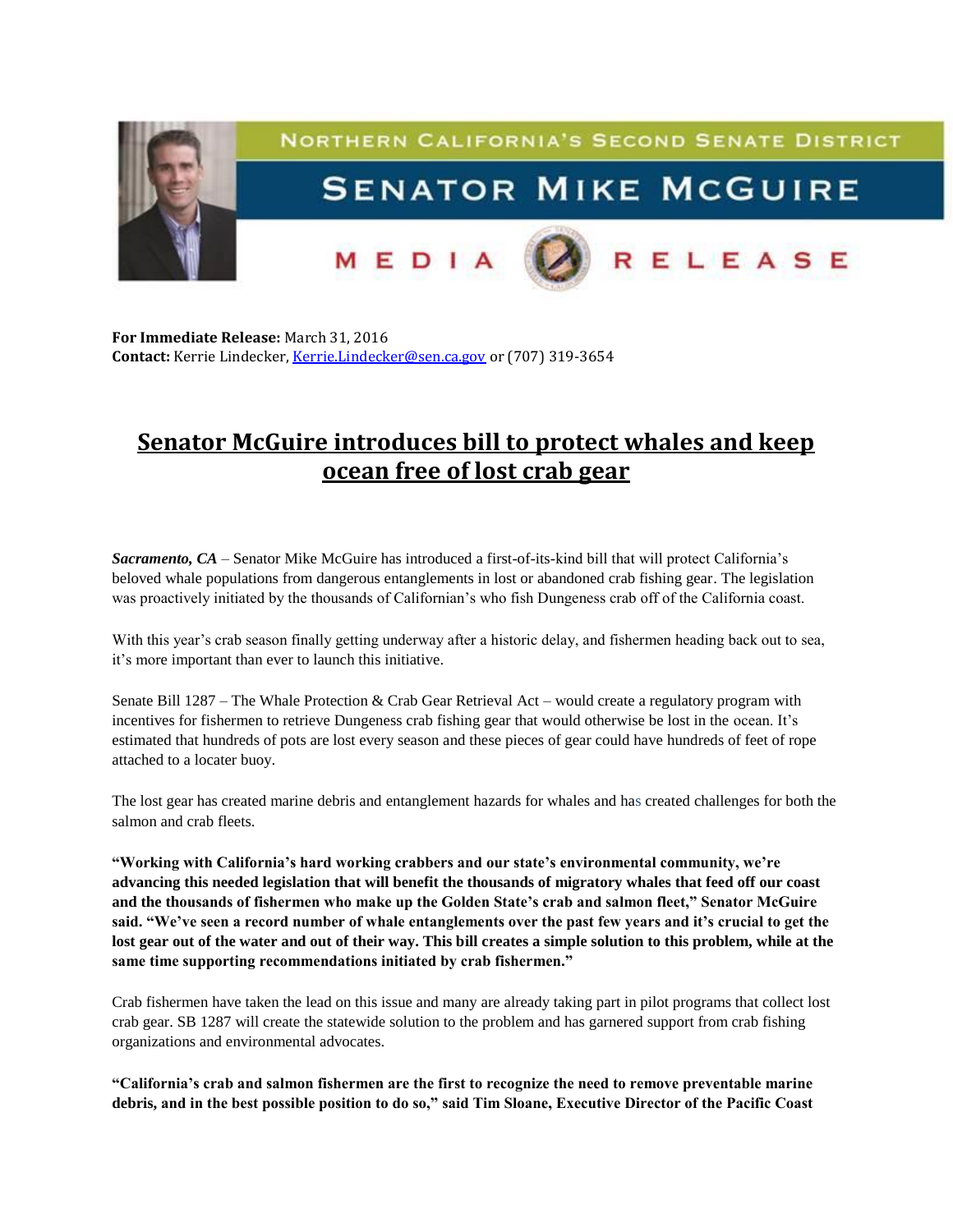NORTHERN CALIFORNIA'S SECOND SENATE DISTRICT

SENATOR MIKE MCGUIRE

MEDIA RELEASE

**For Immediate Release:** March 31, 2016
**Contact:** Kerrie Lindecker, Kerrie.Lindecker@sen.ca.gov or (707) 319-3654

# Senator McGuire introduces bill to protect whales and keep ocean free of lost crab gear

***Sacramento, CA*** – Senator Mike McGuire has introduced a first-of-its-kind bill that will protect California's beloved whale populations from dangerous entanglements in lost or abandoned crab fishing gear. The legislation was proactively initiated by the thousands of Californian's who fish Dungeness crab off of the California coast.

With this year's crab season finally getting underway after a historic delay, and fishermen heading back out to sea, it's more important than ever to launch this initiative.

Senate Bill 1287 – The Whale Protection & Crab Gear Retrieval Act – would create a regulatory program with incentives for fishermen to retrieve Dungeness crab fishing gear that would otherwise be lost in the ocean. It's estimated that hundreds of pots are lost every season and these pieces of gear could have hundreds of feet of rope attached to a locater buoy.

The lost gear has created marine debris and entanglement hazards for whales and has created challenges for both the salmon and crab fleets.

**"Working with California's hard working crabbers and our state's environmental community, we're advancing this needed legislation that will benefit the thousands of migratory whales that feed off our coast and the thousands of fishermen who make up the Golden State's crab and salmon fleet," Senator McGuire said. "We've seen a record number of whale entanglements over the past few years and it's crucial to get the lost gear out of the water and out of their way. This bill creates a simple solution to this problem, while at the same time supporting recommendations initiated by crab fishermen."**

Crab fishermen have taken the lead on this issue and many are already taking part in pilot programs that collect lost crab gear. SB 1287 will create the statewide solution to the problem and has garnered support from crab fishing organizations and environmental advocates.

**"California's crab and salmon fishermen are the first to recognize the need to remove preventable marine debris, and in the best possible position to do so," said Tim Sloane, Executive Director of the Pacific Coast**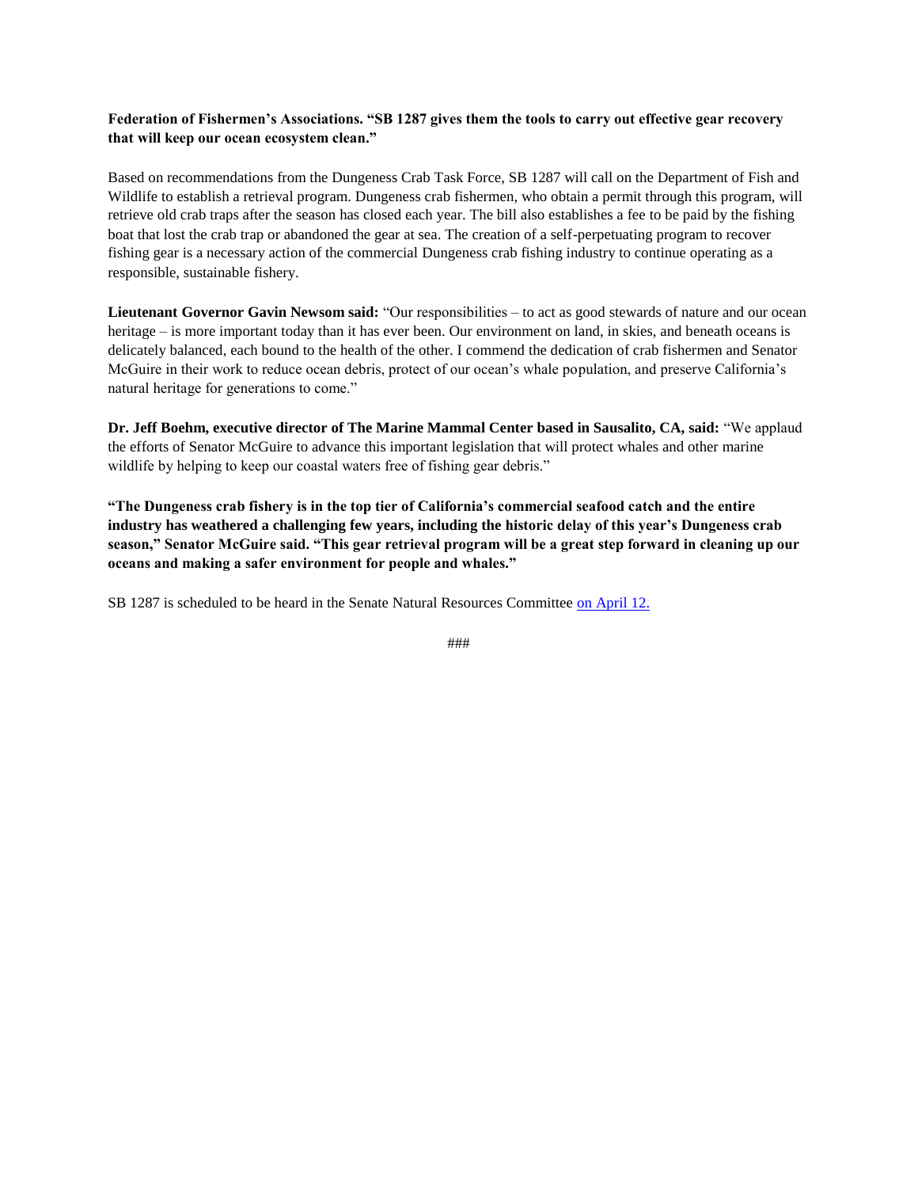**Federation of Fishermen's Associations. "SB 1287 gives them the tools to carry out effective gear recovery that will keep our ocean ecosystem clean."**

Based on recommendations from the Dungeness Crab Task Force, SB 1287 will call on the Department of Fish and Wildlife to establish a retrieval program. Dungeness crab fishermen, who obtain a permit through this program, will retrieve old crab traps after the season has closed each year. The bill also establishes a fee to be paid by the fishing boat that lost the crab trap or abandoned the gear at sea. The creation of a self-perpetuating program to recover fishing gear is a necessary action of the commercial Dungeness crab fishing industry to continue operating as a responsible, sustainable fishery.

**Lieutenant Governor Gavin Newsom said:** "Our responsibilities – to act as good stewards of nature and our ocean heritage – is more important today than it has ever been. Our environment on land, in skies, and beneath oceans is delicately balanced, each bound to the health of the other. I commend the dedication of crab fishermen and Senator McGuire in their work to reduce ocean debris, protect of our ocean's whale population, and preserve California's natural heritage for generations to come."

**Dr. Jeff Boehm, executive director of The Marine Mammal Center based in Sausalito, CA, said:** "We applaud the efforts of Senator McGuire to advance this important legislation that will protect whales and other marine wildlife by helping to keep our coastal waters free of fishing gear debris."

**"The Dungeness crab fishery is in the top tier of California's commercial seafood catch and the entire industry has weathered a challenging few years, including the historic delay of this year's Dungeness crab season," Senator McGuire said. "This gear retrieval program will be a great step forward in cleaning up our oceans and making a safer environment for people and whales."**

SB 1287 is scheduled to be heard in the Senate Natural Resources Committee on April 12.

###